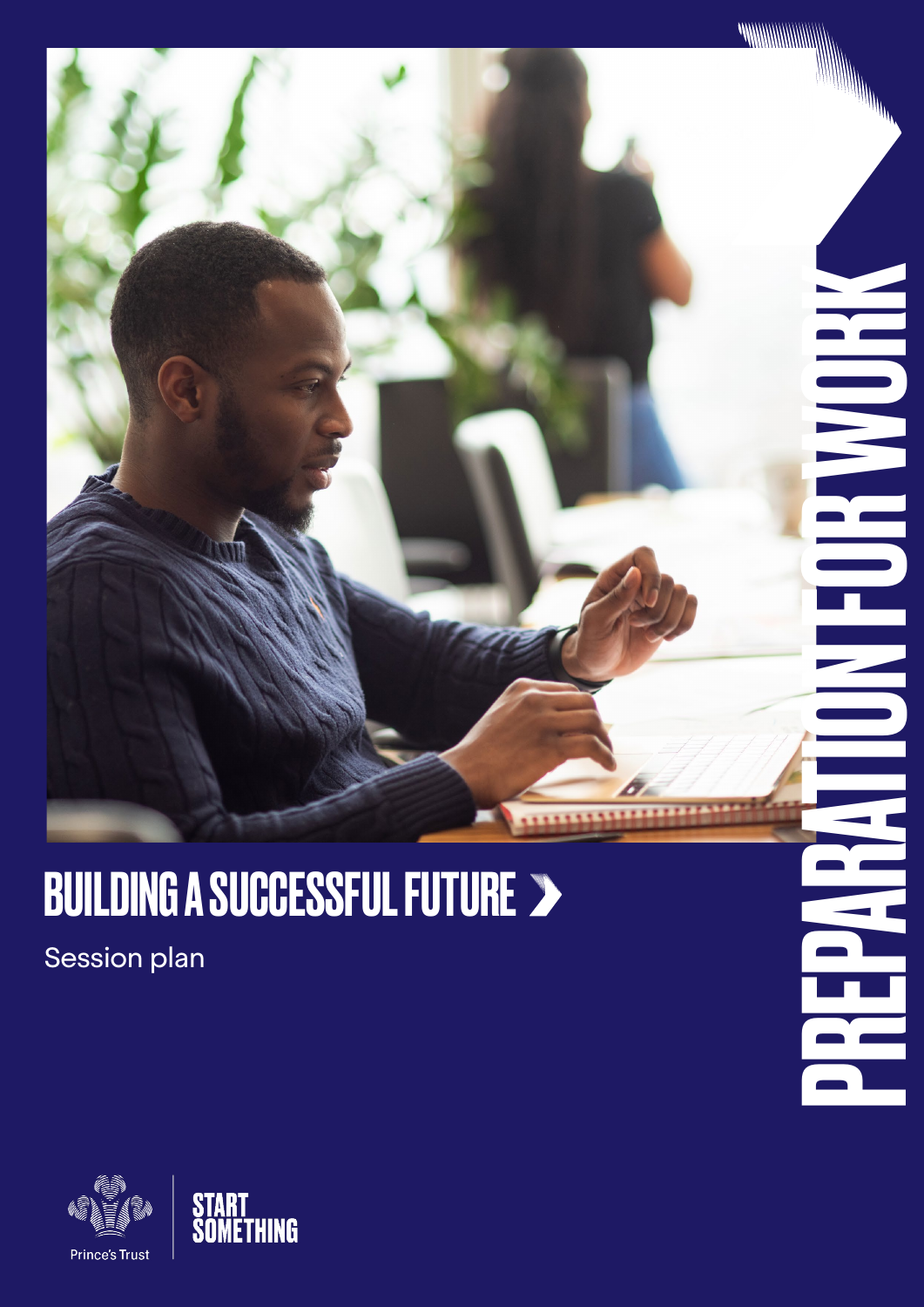# BUILDING A SUCCESSFUL FUTURE

Session plan

PREPARATION FOR WORK

Prince's Trust

START SOMETHING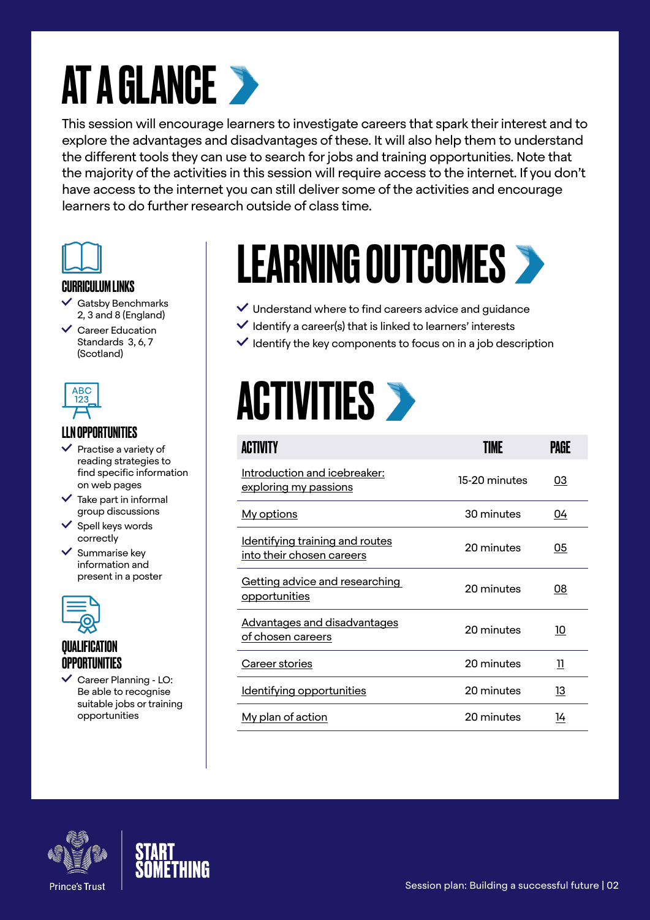# AT A GLANCE

This session will encourage learners to investigate careers that spark their interest and to explore the advantages and disadvantages of these. It will also help them to understand the different tools they can use to search for jobs and training opportunities. Note that the majority of the activities in this session will require access to the internet. If you don't have access to the internet you can still deliver some of the activities and encourage learners to do further research outside of class time.

### CURRICULUM LINKS

- Gatsby Benchmarks 2, 3 and 8 (England)
- Career Education Standards 3, 6, 7 (Scotland)

### LLN OPPORTUNITIES

- Practise a variety of reading strategies to find specific information on web pages
- Take part in informal group discussions
- Spell keys words correctly
- Summarise key information and present in a poster

### QUALIFICATION OPPORTUNITIES

- Career Planning - LO: Be able to recognise suitable jobs or training opportunities

## LEARNING OUTCOMES

- Understand where to find careers advice and guidance
- Identify a career(s) that is linked to learners' interests
- Identify the key components to focus on in a job description

## ACTIVITIES

| ACTIVITY | TIME | PAGE |
| --- | --- | --- |
| Introduction and icebreaker: exploring my passions | 15-20 minutes | 03 |
| My options | 30 minutes | 04 |
| Identifying training and routes into their chosen careers | 20 minutes | 05 |
| Getting advice and researching opportunities | 20 minutes | 08 |
| Advantages and disadvantages of chosen careers | 20 minutes | 10 |
| Career stories | 20 minutes | 11 |
| Identifying opportunities | 20 minutes | 13 |
| My plan of action | 20 minutes | 14 |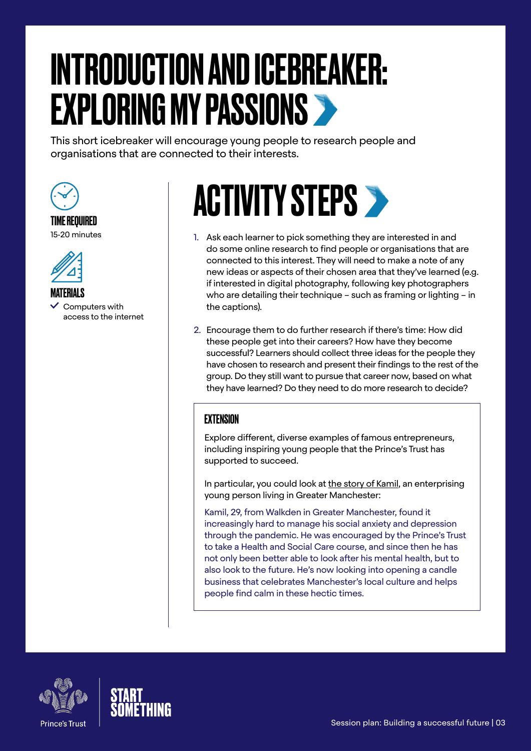# INTRODUCTION AND ICEBREAKER: EXPLORING MY PASSIONS

This short icebreaker will encourage young people to research people and organisations that are connected to their interests.

**TIME REQUIRED**

15-20 minutes

**MATERIALS**

- Computers with access to the internet

## ACTIVITY STEPS

1. Ask each learner to pick something they are interested in and do some online research to find people or organisations that are connected to this interest. They will need to make a note of any new ideas or aspects of their chosen area that they've learned (e.g. if interested in digital photography, following key photographers who are detailing their technique – such as framing or lighting – in the captions).
2. Encourage them to do further research if there's time: How did these people get into their careers? How have they become successful? Learners should collect three ideas for the people they have chosen to research and present their findings to the rest of the group. Do they still want to pursue that career now, based on what they have learned? Do they need to do more research to decide?

### EXTENSION

Explore different, diverse examples of famous entrepreneurs, including inspiring young people that the Prince's Trust has supported to succeed.

In particular, you could look at the story of Kamil, an enterprising young person living in Greater Manchester:

Kamil, 29, from Walkden in Greater Manchester, found it increasingly hard to manage his social anxiety and depression through the pandemic. He was encouraged by the Prince's Trust to take a Health and Social Care course, and since then he has not only been better able to look after his mental health, but to also look to the future. He's now looking into opening a candle business that celebrates Manchester's local culture and helps people find calm in these hectic times.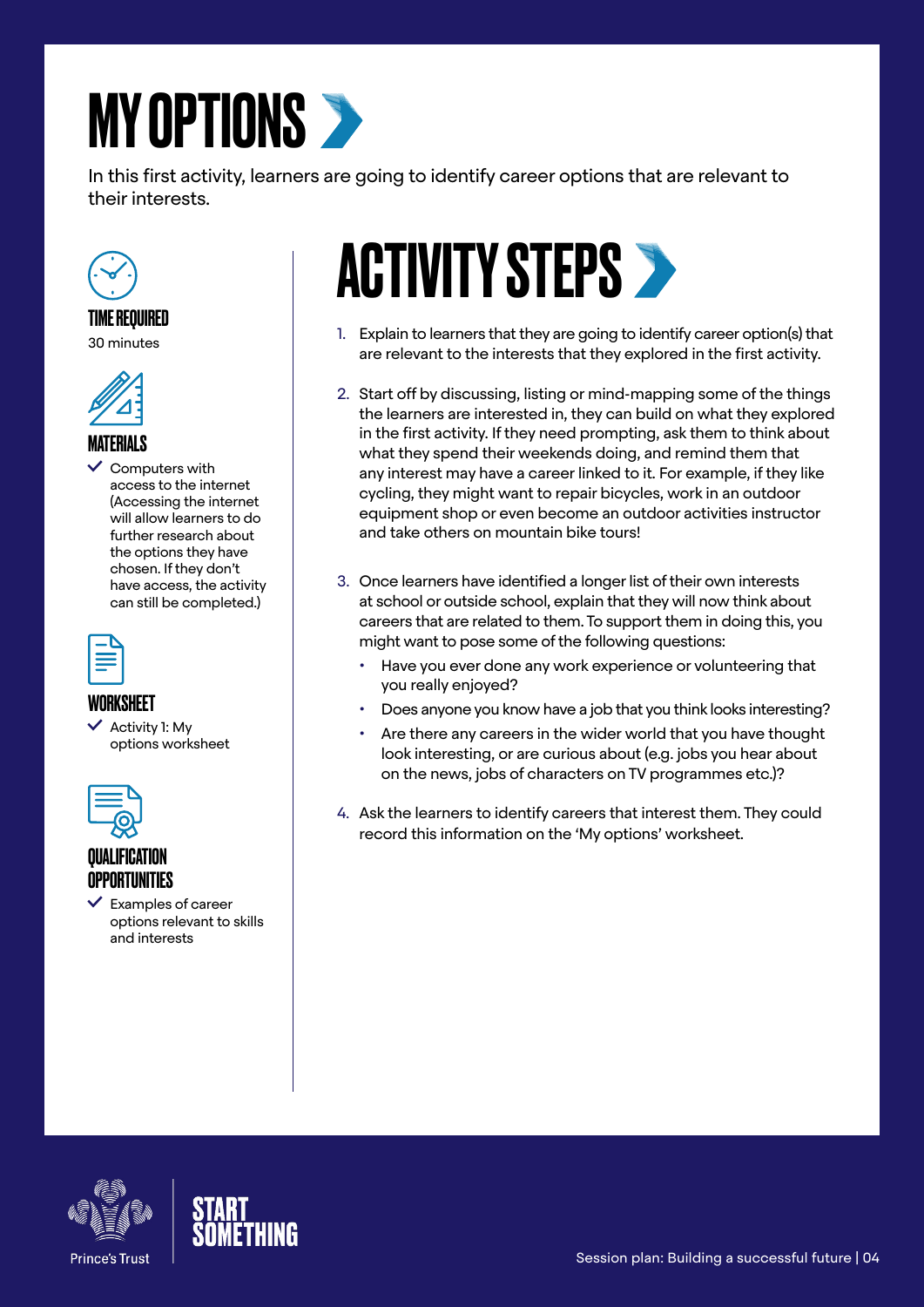# MY OPTIONS

In this first activity, learners are going to identify career options that are relevant to their interests.

### TIME REQUIRED

30 minutes

### MATERIALS

- Computers with access to the internet (Accessing the internet will allow learners to do further research about the options they have chosen. If they don't have access, the activity can still be completed.)

### WORKSHEET

- Activity 1: My options worksheet

### QUALIFICATION OPPORTUNITIES

- Examples of career options relevant to skills and interests

## ACTIVITY STEPS

1. Explain to learners that they are going to identify career option(s) that are relevant to the interests that they explored in the first activity.
2. Start off by discussing, listing or mind-mapping some of the things the learners are interested in, they can build on what they explored in the first activity. If they need prompting, ask them to think about what they spend their weekends doing, and remind them that any interest may have a career linked to it. For example, if they like cycling, they might want to repair bicycles, work in an outdoor equipment shop or even become an outdoor activities instructor and take others on mountain bike tours!
3. Once learners have identified a longer list of their own interests at school or outside school, explain that they will now think about careers that are related to them. To support them in doing this, you might want to pose some of the following questions:
   - Have you ever done any work experience or volunteering that you really enjoyed?
   - Does anyone you know have a job that you think looks interesting?
   - Are there any careers in the wider world that you have thought look interesting, or are curious about (e.g. jobs you hear about on the news, jobs of characters on TV programmes etc.)?
4. Ask the learners to identify careers that interest them. They could record this information on the 'My options' worksheet.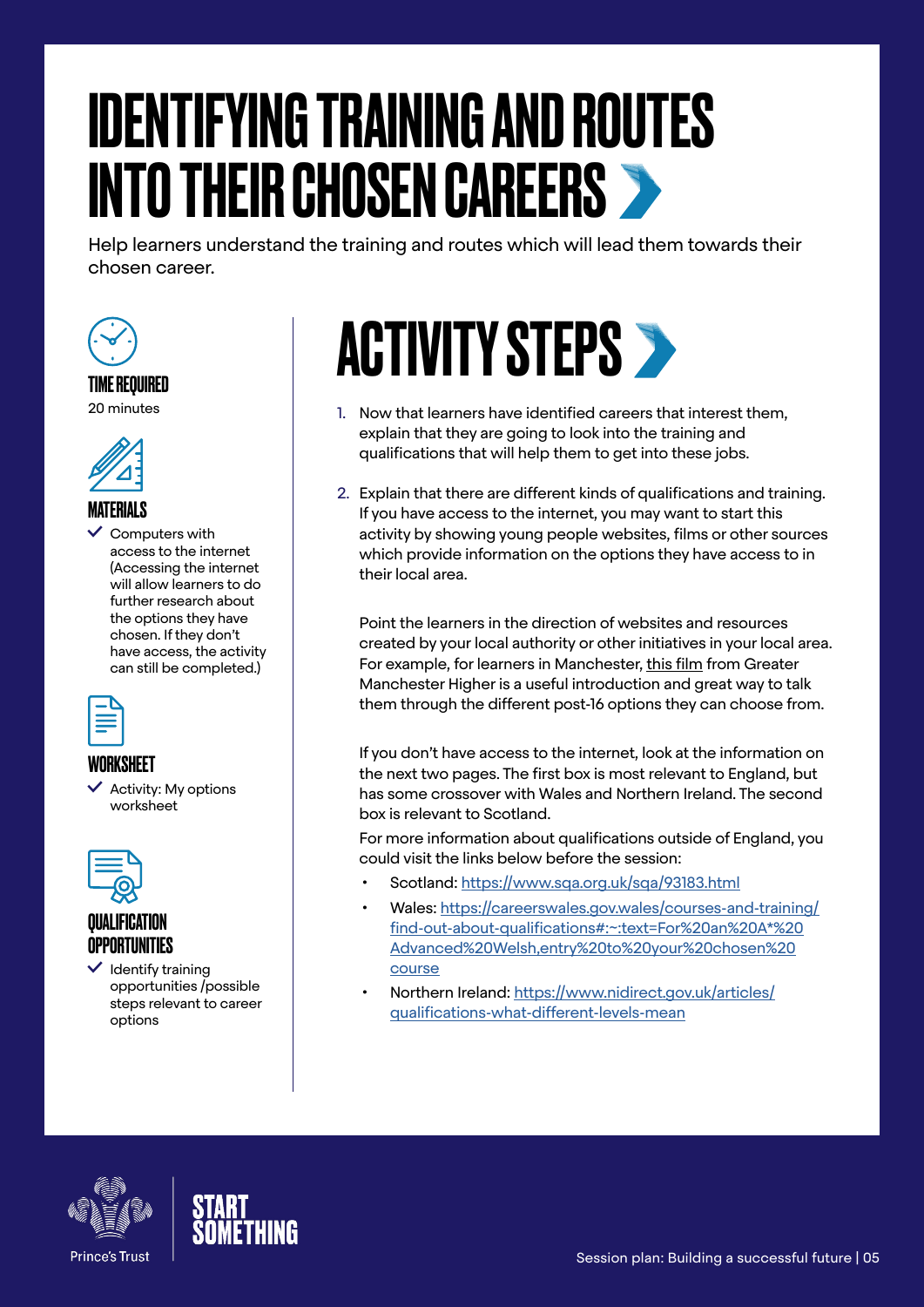# IDENTIFYING TRAINING AND ROUTES INTO THEIR CHOSEN CAREERS

Help learners understand the training and routes which will lead them towards their chosen career.

### TIME REQUIRED

20 minutes

### MATERIALS

- Computers with access to the internet (Accessing the internet will allow learners to do further research about the options they have chosen. If they don't have access, the activity can still be completed.)

### WORKSHEET

- Activity: My options worksheet

### QUALIFICATION OPPORTUNITIES

- Identify training opportunities /possible steps relevant to career options

## ACTIVITY STEPS

1. Now that learners have identified careers that interest them, explain that they are going to look into the training and qualifications that will help them to get into these jobs.

2. Explain that there are different kinds of qualifications and training. If you have access to the internet, you may want to start this activity by showing young people websites, films or other sources which provide information on the options they have access to in their local area.

   Point the learners in the direction of websites and resources created by your local authority or other initiatives in your local area. For example, for learners in Manchester, this film from Greater Manchester Higher is a useful introduction and great way to talk them through the different post-16 options they can choose from.

   If you don't have access to the internet, look at the information on the next two pages. The first box is most relevant to England, but has some crossover with Wales and Northern Ireland. The second box is relevant to Scotland.

   For more information about qualifications outside of England, you could visit the links below before the session:

   - Scotland: https://www.sqa.org.uk/sqa/93183.html
   - Wales: https://careerswales.gov.wales/courses-and-training/find-out-about-qualifications#:~:text=For%20an%20A*%20Advanced%20Welsh,entry%20to%20your%20chosen%20course
   - Northern Ireland: https://www.nidirect.gov.uk/articles/qualifications-what-different-levels-mean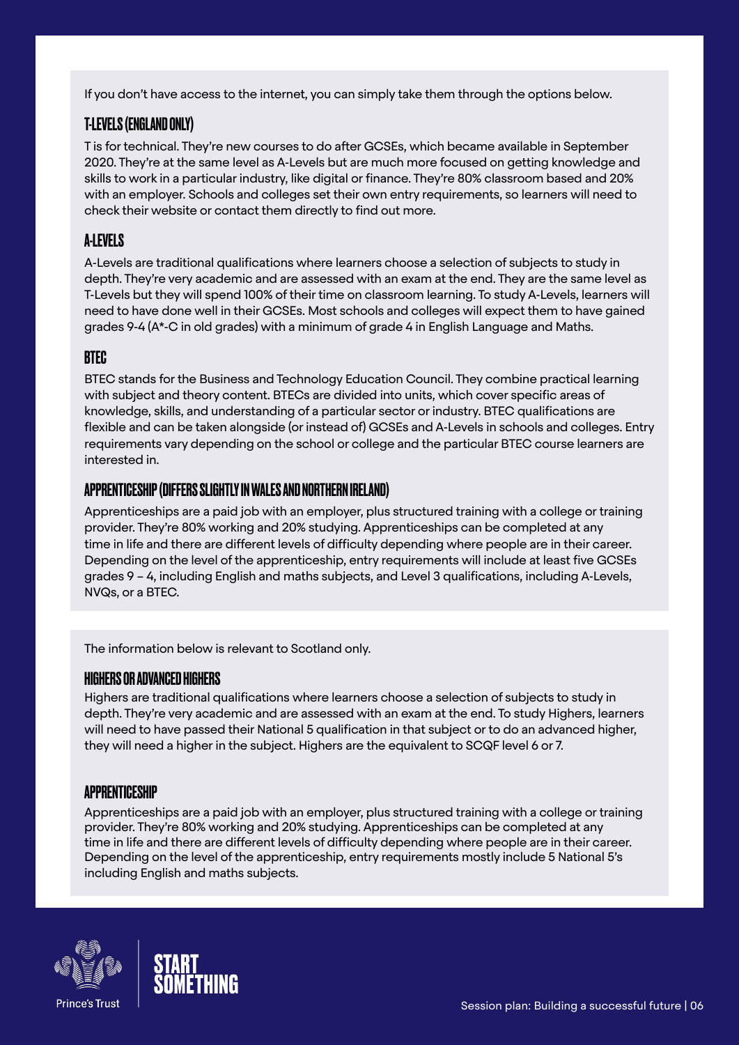If you don't have access to the internet, you can simply take them through the options below.

## T-LEVELS (ENGLAND ONLY)

T is for technical. They're new courses to do after GCSEs, which became available in September 2020. They're at the same level as A-Levels but are much more focused on getting knowledge and skills to work in a particular industry, like digital or finance. They're 80% classroom based and 20% with an employer. Schools and colleges set their own entry requirements, so learners will need to check their website or contact them directly to find out more.

## A-LEVELS

A-Levels are traditional qualifications where learners choose a selection of subjects to study in depth. They're very academic and are assessed with an exam at the end. They are the same level as T-Levels but they will spend 100% of their time on classroom learning. To study A-Levels, learners will need to have done well in their GCSEs. Most schools and colleges will expect them to have gained grades 9-4 (A*-C in old grades) with a minimum of grade 4 in English Language and Maths.

## BTEC

BTEC stands for the Business and Technology Education Council. They combine practical learning with subject and theory content. BTECs are divided into units, which cover specific areas of knowledge, skills, and understanding of a particular sector or industry. BTEC qualifications are flexible and can be taken alongside (or instead of) GCSEs and A-Levels in schools and colleges. Entry requirements vary depending on the school or college and the particular BTEC course learners are interested in.

## APPRENTICESHIP (DIFFERS SLIGHTLY IN WALES AND NORTHERN IRELAND)

Apprenticeships are a paid job with an employer, plus structured training with a college or training provider. They're 80% working and 20% studying. Apprenticeships can be completed at any time in life and there are different levels of difficulty depending where people are in their career. Depending on the level of the apprenticeship, entry requirements will include at least five GCSEs grades 9 – 4, including English and maths subjects, and Level 3 qualifications, including A-Levels, NVQs, or a BTEC.

The information below is relevant to Scotland only.

## HIGHERS OR ADVANCED HIGHERS

Highers are traditional qualifications where learners choose a selection of subjects to study in depth. They're very academic and are assessed with an exam at the end. To study Highers, learners will need to have passed their National 5 qualification in that subject or to do an advanced higher, they will need a higher in the subject. Highers are the equivalent to SCQF level 6 or 7.

## APPRENTICESHIP

Apprenticeships are a paid job with an employer, plus structured training with a college or training provider. They're 80% working and 20% studying. Apprenticeships can be completed at any time in life and there are different levels of difficulty depending where people are in their career. Depending on the level of the apprenticeship, entry requirements mostly include 5 National 5's including English and maths subjects.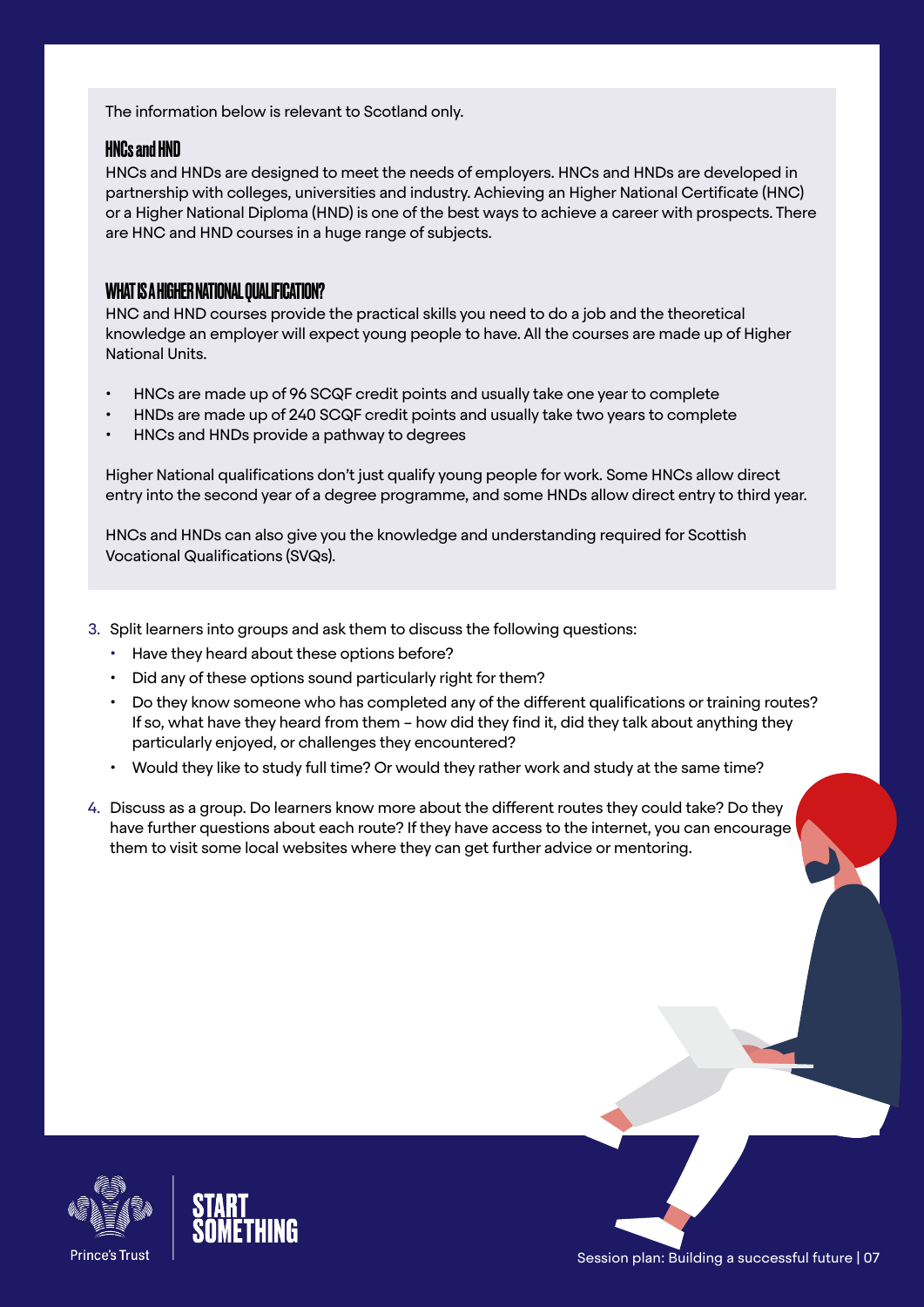The information below is relevant to Scotland only.

### HNCs and HND

HNCs and HNDs are designed to meet the needs of employers. HNCs and HNDs are developed in partnership with colleges, universities and industry. Achieving an Higher National Certificate (HNC) or a Higher National Diploma (HND) is one of the best ways to achieve a career with prospects. There are HNC and HND courses in a huge range of subjects.

### WHAT IS A HIGHER NATIONAL QUALIFICATION?

HNC and HND courses provide the practical skills you need to do a job and the theoretical knowledge an employer will expect young people to have. All the courses are made up of Higher National Units.

- HNCs are made up of 96 SCQF credit points and usually take one year to complete
- HNDs are made up of 240 SCQF credit points and usually take two years to complete
- HNCs and HNDs provide a pathway to degrees

Higher National qualifications don't just qualify young people for work. Some HNCs allow direct entry into the second year of a degree programme, and some HNDs allow direct entry to third year.

HNCs and HNDs can also give you the knowledge and understanding required for Scottish Vocational Qualifications (SVQs).

3. Split learners into groups and ask them to discuss the following questions:
   - Have they heard about these options before?
   - Did any of these options sound particularly right for them?
   - Do they know someone who has completed any of the different qualifications or training routes? If so, what have they heard from them – how did they find it, did they talk about anything they particularly enjoyed, or challenges they encountered?
   - Would they like to study full time? Or would they rather work and study at the same time?
4. Discuss as a group. Do learners know more about the different routes they could take? Do they have further questions about each route? If they have access to the internet, you can encourage them to visit some local websites where they can get further advice or mentoring.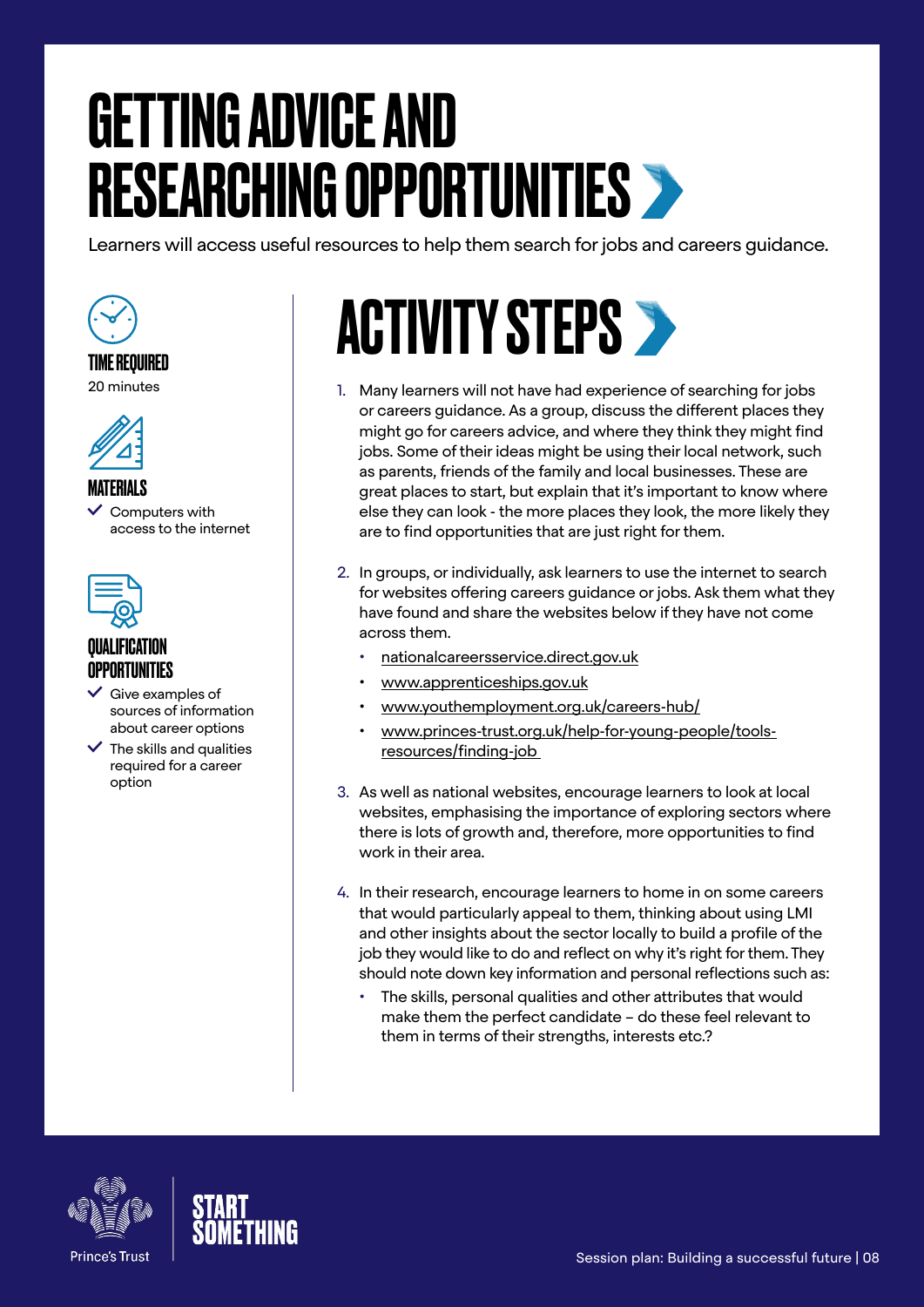# GETTING ADVICE AND RESEARCHING OPPORTUNITIES

Learners will access useful resources to help them search for jobs and careers guidance.

### TIME REQUIRED

20 minutes

### MATERIALS

- Computers with access to the internet

### QUALIFICATION OPPORTUNITIES

- Give examples of sources of information about career options
- The skills and qualities required for a career option

## ACTIVITY STEPS

1. Many learners will not have had experience of searching for jobs or careers guidance. As a group, discuss the different places they might go for careers advice, and where they think they might find jobs. Some of their ideas might be using their local network, such as parents, friends of the family and local businesses. These are great places to start, but explain that it's important to know where else they can look - the more places they look, the more likely they are to find opportunities that are just right for them.

2. In groups, or individually, ask learners to use the internet to search for websites offering careers guidance or jobs. Ask them what they have found and share the websites below if they have not come across them.
   - nationalcareersservice.direct.gov.uk
   - www.apprenticeships.gov.uk
   - www.youthemployment.org.uk/careers-hub/
   - www.princes-trust.org.uk/help-for-young-people/tools-resources/finding-job

3. As well as national websites, encourage learners to look at local websites, emphasising the importance of exploring sectors where there is lots of growth and, therefore, more opportunities to find work in their area.

4. In their research, encourage learners to home in on some careers that would particularly appeal to them, thinking about using LMI and other insights about the sector locally to build a profile of the job they would like to do and reflect on why it's right for them. They should note down key information and personal reflections such as:
   - The skills, personal qualities and other attributes that would make them the perfect candidate – do these feel relevant to them in terms of their strengths, interests etc.?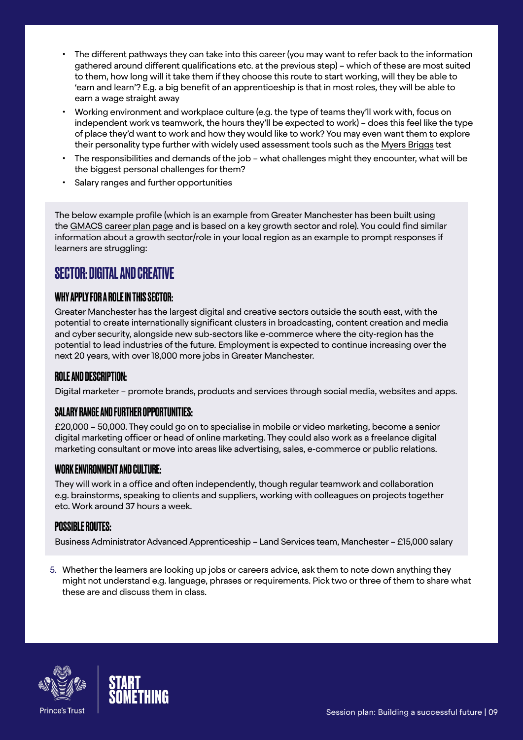- The different pathways they can take into this career (you may want to refer back to the information gathered around different qualifications etc. at the previous step) – which of these are most suited to them, how long will it take them if they choose this route to start working, will they be able to 'earn and learn'? E.g. a big benefit of an apprenticeship is that in most roles, they will be able to earn a wage straight away
- Working environment and workplace culture (e.g. the type of teams they'll work with, focus on independent work vs teamwork, the hours they'll be expected to work) – does this feel like the type of place they'd want to work and how they would like to work? You may even want them to explore their personality type further with widely used assessment tools such as the Myers Briggs test
- The responsibilities and demands of the job – what challenges might they encounter, what will be the biggest personal challenges for them?
- Salary ranges and further opportunities

The below example profile (which is an example from Greater Manchester has been built using the GMACS career plan page and is based on a key growth sector and role). You could find similar information about a growth sector/role in your local region as an example to prompt responses if learners are struggling:

## SECTOR: DIGITAL AND CREATIVE

### WHY APPLY FOR A ROLE IN THIS SECTOR:

Greater Manchester has the largest digital and creative sectors outside the south east, with the potential to create internationally significant clusters in broadcasting, content creation and media and cyber security, alongside new sub-sectors like e-commerce where the city-region has the potential to lead industries of the future. Employment is expected to continue increasing over the next 20 years, with over 18,000 more jobs in Greater Manchester.

### ROLE AND DESCRIPTION:

Digital marketer – promote brands, products and services through social media, websites and apps.

### SALARY RANGE AND FURTHER OPPORTUNITIES:

£20,000 – 50,000. They could go on to specialise in mobile or video marketing, become a senior digital marketing officer or head of online marketing. They could also work as a freelance digital marketing consultant or move into areas like advertising, sales, e-commerce or public relations.

### WORK ENVIRONMENT AND CULTURE:

They will work in a office and often independently, though regular teamwork and collaboration e.g. brainstorms, speaking to clients and suppliers, working with colleagues on projects together etc. Work around 37 hours a week.

### POSSIBLE ROUTES:

Business Administrator Advanced Apprenticeship – Land Services team, Manchester – £15,000 salary

5. Whether the learners are looking up jobs or careers advice, ask them to note down anything they might not understand e.g. language, phrases or requirements. Pick two or three of them to share what these are and discuss them in class.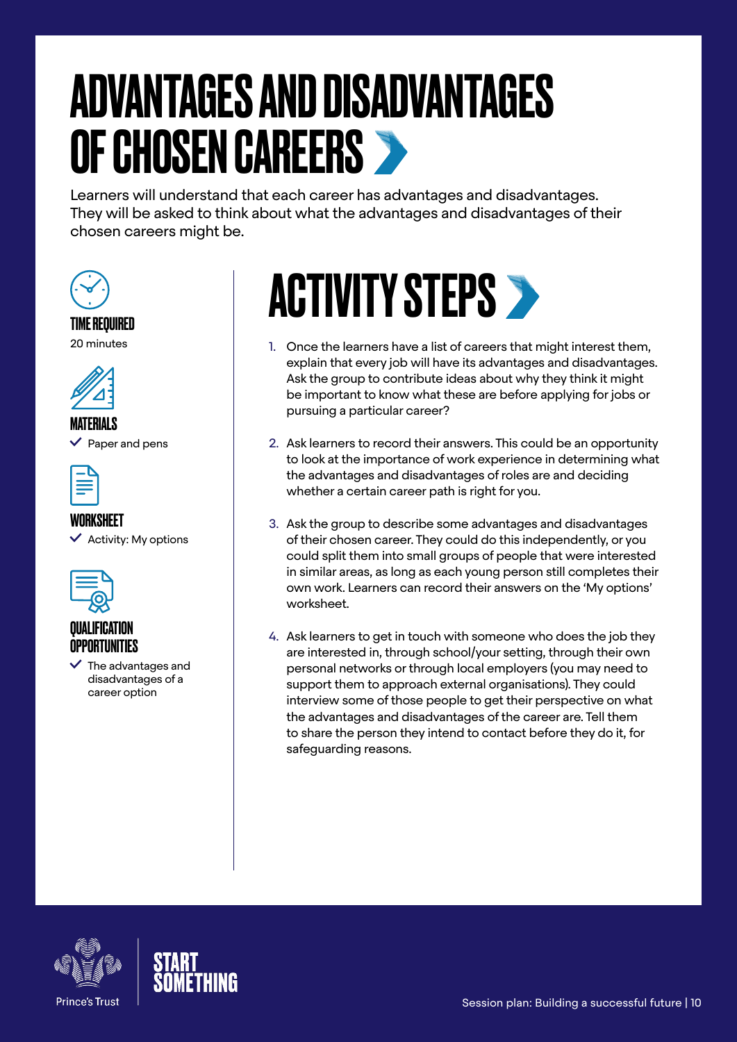# ADVANTAGES AND DISADVANTAGES OF CHOSEN CAREERS

Learners will understand that each career has advantages and disadvantages. They will be asked to think about what the advantages and disadvantages of their chosen careers might be.

### TIME REQUIRED

20 minutes

### MATERIALS

- Paper and pens

### WORKSHEET

- Activity: My options

### QUALIFICATION OPPORTUNITIES

- The advantages and disadvantages of a career option

## ACTIVITY STEPS

1. Once the learners have a list of careers that might interest them, explain that every job will have its advantages and disadvantages. Ask the group to contribute ideas about why they think it might be important to know what these are before applying for jobs or pursuing a particular career?

2. Ask learners to record their answers. This could be an opportunity to look at the importance of work experience in determining what the advantages and disadvantages of roles are and deciding whether a certain career path is right for you.

3. Ask the group to describe some advantages and disadvantages of their chosen career. They could do this independently, or you could split them into small groups of people that were interested in similar areas, as long as each young person still completes their own work. Learners can record their answers on the 'My options' worksheet.

4. Ask learners to get in touch with someone who does the job they are interested in, through school/your setting, through their own personal networks or through local employers (you may need to support them to approach external organisations). They could interview some of those people to get their perspective on what the advantages and disadvantages of the career are. Tell them to share the person they intend to contact before they do it, for safeguarding reasons.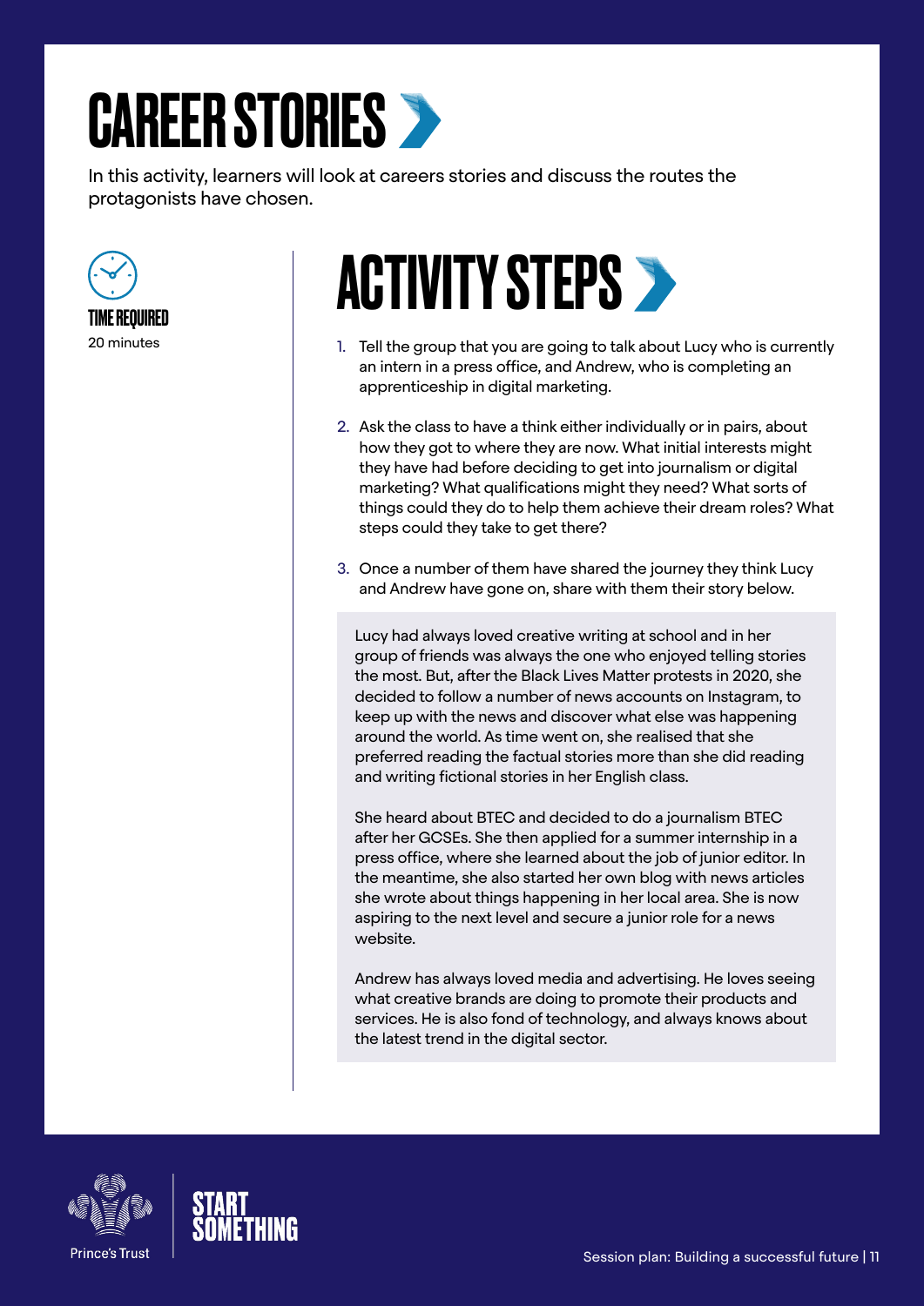# CAREER STORIES

In this activity, learners will look at careers stories and discuss the routes the protagonists have chosen.

**TIME REQUIRED**
20 minutes

## ACTIVITY STEPS

1. Tell the group that you are going to talk about Lucy who is currently an intern in a press office, and Andrew, who is completing an apprenticeship in digital marketing.

2. Ask the class to have a think either individually or in pairs, about how they got to where they are now. What initial interests might they have had before deciding to get into journalism or digital marketing? What qualifications might they need? What sorts of things could they do to help them achieve their dream roles? What steps could they take to get there?

3. Once a number of them have shared the journey they think Lucy and Andrew have gone on, share with them their story below.

> Lucy had always loved creative writing at school and in her group of friends was always the one who enjoyed telling stories the most. But, after the Black Lives Matter protests in 2020, she decided to follow a number of news accounts on Instagram, to keep up with the news and discover what else was happening around the world. As time went on, she realised that she preferred reading the factual stories more than she did reading and writing fictional stories in her English class.
>
> She heard about BTEC and decided to do a journalism BTEC after her GCSEs. She then applied for a summer internship in a press office, where she learned about the job of junior editor. In the meantime, she also started her own blog with news articles she wrote about things happening in her local area. She is now aspiring to the next level and secure a junior role for a news website.
>
> Andrew has always loved media and advertising. He loves seeing what creative brands are doing to promote their products and services. He is also fond of technology, and always knows about the latest trend in the digital sector.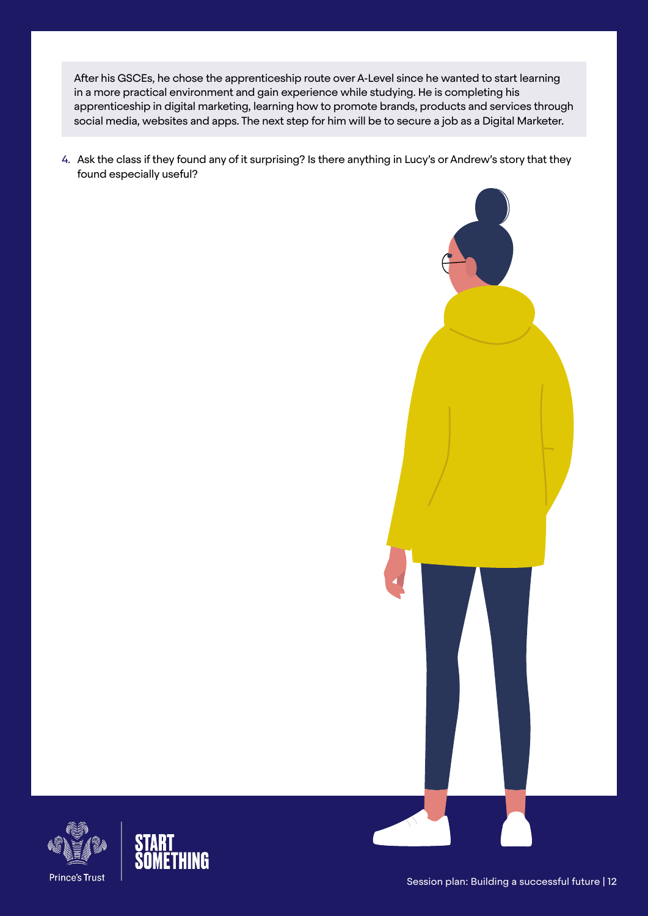After his GSCEs, he chose the apprenticeship route over A-Level since he wanted to start learning in a more practical environment and gain experience while studying. He is completing his apprenticeship in digital marketing, learning how to promote brands, products and services through social media, websites and apps. The next step for him will be to secure a job as a Digital Marketer.

4. Ask the class if they found any of it surprising? Is there anything in Lucy's or Andrew's story that they found especially useful?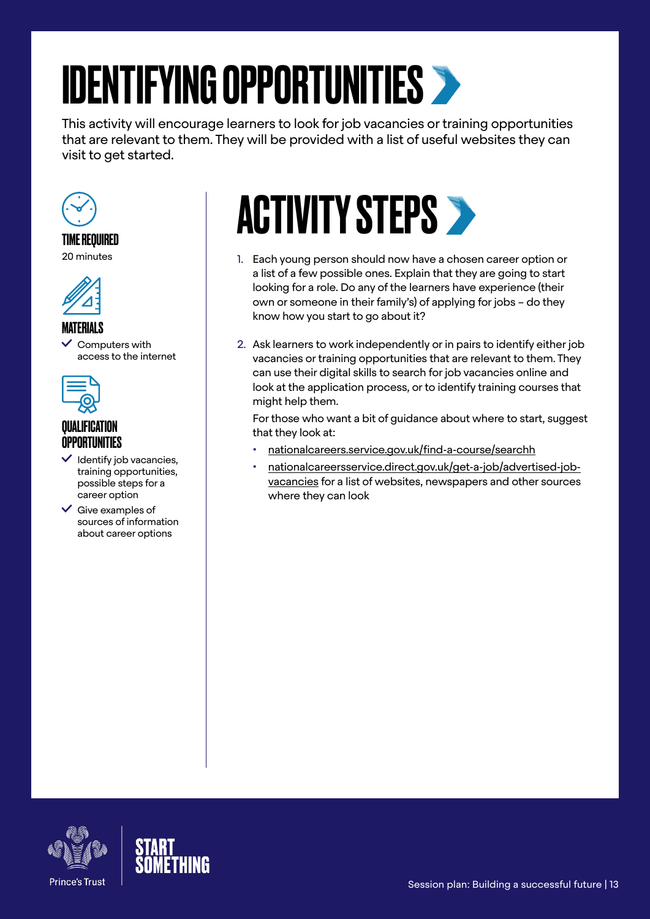# IDENTIFYING OPPORTUNITIES

This activity will encourage learners to look for job vacancies or training opportunities that are relevant to them. They will be provided with a list of useful websites they can visit to get started.

### TIME REQUIRED

20 minutes

### MATERIALS

- ✓ Computers with access to the internet

### QUALIFICATION OPPORTUNITIES

- ✓ Identify job vacancies, training opportunities, possible steps for a career option
- ✓ Give examples of sources of information about career options

## ACTIVITY STEPS

1. Each young person should now have a chosen career option or a list of a few possible ones. Explain that they are going to start looking for a role. Do any of the learners have experience (their own or someone in their family's) of applying for jobs – do they know how you start to go about it?

2. Ask learners to work independently or in pairs to identify either job vacancies or training opportunities that are relevant to them. They can use their digital skills to search for job vacancies online and look at the application process, or to identify training courses that might help them.

   For those who want a bit of guidance about where to start, suggest that they look at:

   - nationalcareers.service.gov.uk/find-a-course/searchh
   - nationalcareersservice.direct.gov.uk/get-a-job/advertised-job-vacancies for a list of websites, newspapers and other sources where they can look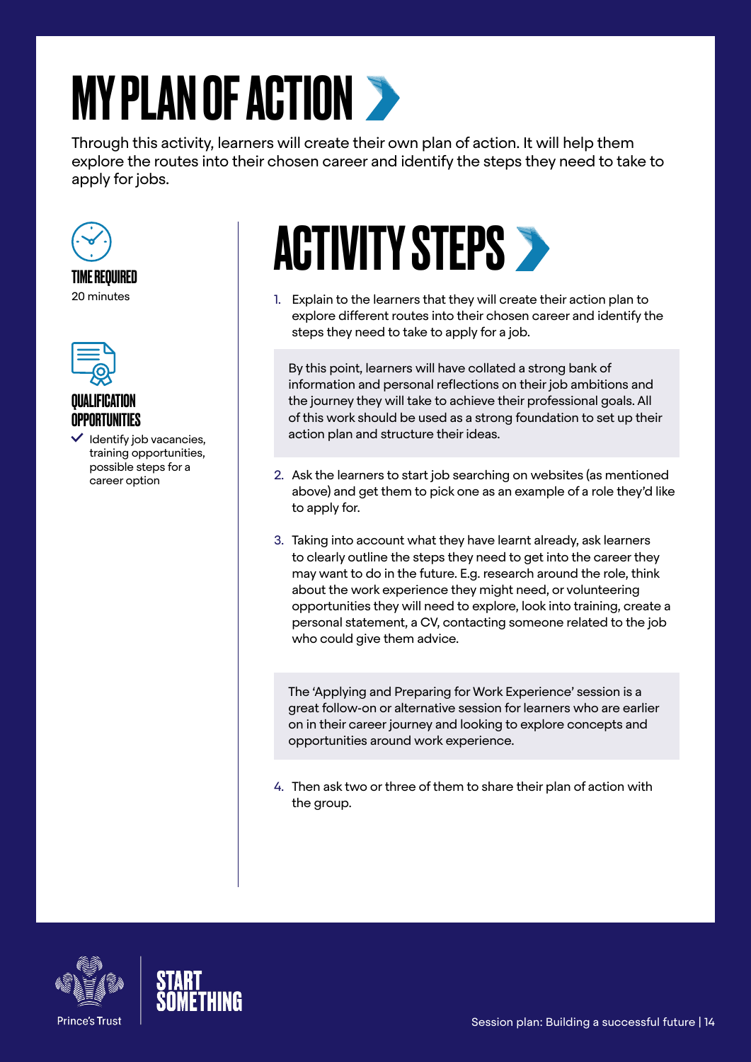# MY PLAN OF ACTION

Through this activity, learners will create their own plan of action. It will help them explore the routes into their chosen career and identify the steps they need to take to apply for jobs.

### TIME REQUIRED

20 minutes

### QUALIFICATION OPPORTUNITIES

- ✓ Identify job vacancies, training opportunities, possible steps for a career option

## ACTIVITY STEPS

1. Explain to the learners that they will create their action plan to explore different routes into their chosen career and identify the steps they need to take to apply for a job.

By this point, learners will have collated a strong bank of information and personal reflections on their job ambitions and the journey they will take to achieve their professional goals. All of this work should be used as a strong foundation to set up their action plan and structure their ideas.

2. Ask the learners to start job searching on websites (as mentioned above) and get them to pick one as an example of a role they'd like to apply for.

3. Taking into account what they have learnt already, ask learners to clearly outline the steps they need to get into the career they may want to do in the future. E.g. research around the role, think about the work experience they might need, or volunteering opportunities they will need to explore, look into training, create a personal statement, a CV, contacting someone related to the job who could give them advice.

The 'Applying and Preparing for Work Experience' session is a great follow-on or alternative session for learners who are earlier on in their career journey and looking to explore concepts and opportunities around work experience.

4. Then ask two or three of them to share their plan of action with the group.

Prince's Trust

START SOMETHING